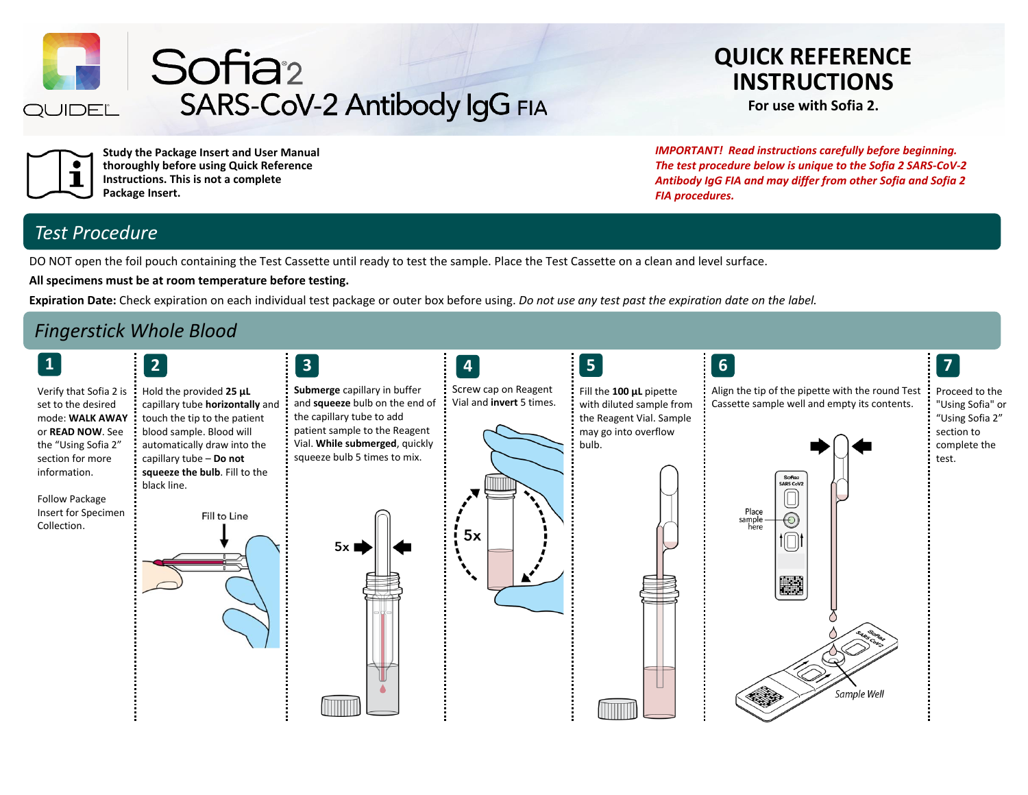QUIDEL

# Sofia 2 SARS-CoV-2 Antibody IgG FIA

## QUICK REFERENCE INSTRUCTIONS

**For use with Sofia 2.**

**Study the Package Insert and User Manual thoroughly before using Quick Reference Instructions. This is not a complete Package Insert.**

***IMPORTANT! Read instructions carefully before beginning. The test procedure below is unique to the Sofia 2 SARS-CoV-2 Antibody IgG FIA and may differ from other Sofia and Sofia 2 FIA procedures.***

## *Test Procedure*

DO NOT open the foil pouch containing the Test Cassette until ready to test the sample. Place the Test Cassette on a clean and level surface.

**All specimens must be at room temperature before testing.**

**Expiration Date:** Check expiration on each individual test package or outer box before using. *Do not use any test past the expiration date on the label.*

## *Fingerstick Whole Blood*

**1**

Verify that Sofia 2 is set to the desired mode: **WALK AWAY** or **READ NOW**. See the "Using Sofia 2" section for more information.

Follow Package Insert for Specimen Collection.

**2**

Hold the provided **25 µL** capillary tube **horizontally** and touch the tip to the patient blood sample. Blood will automatically draw into the capillary tube – **Do not squeeze the bulb**. Fill to the black line.

Fill to Line

**3**

**Submerge** capillary in buffer and **squeeze** bulb on the end of the capillary tube to add patient sample to the Reagent Vial. **While submerged**, quickly squeeze bulb 5 times to mix.

5x

**4**

Screw cap on Reagent Vial and **invert** 5 times.

5x

**5**

Fill the **100 µL** pipette with diluted sample from the Reagent Vial. Sample may go into overflow bulb.

**6**

Align the tip of the pipette with the round Test Cassette sample well and empty its contents.

Place sample here

Sample Well

**7**

Proceed to the "Using Sofia" or "Using Sofia 2" section to complete the test.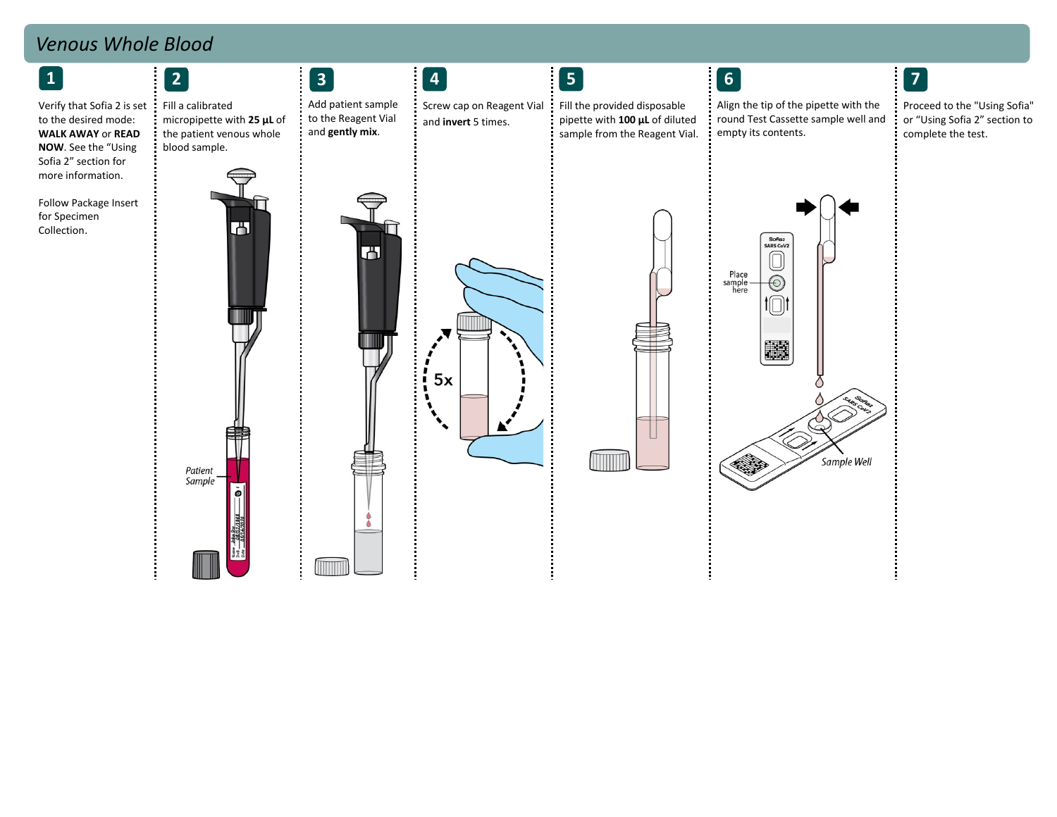# Venous Whole Blood

**1**

Verify that Sofia 2 is set to the desired mode: **WALK AWAY** or **READ NOW**. See the “Using Sofia 2” section for more information.

Follow Package Insert for Specimen Collection.

**2**

Fill a calibrated micropipette with **25 µL** of the patient venous whole blood sample.

*Patient Sample*

**3**

Add patient sample to the Reagent Vial and **gently mix**.

**4**

Screw cap on Reagent Vial and **invert** 5 times.

5x

**5**

Fill the provided disposable pipette with **100 µL** of diluted sample from the Reagent Vial.

**6**

Align the tip of the pipette with the round Test Cassette sample well and empty its contents.

Place sample here

*Sample Well*

**7**

Proceed to the "Using Sofia" or “Using Sofia 2” section to complete the test.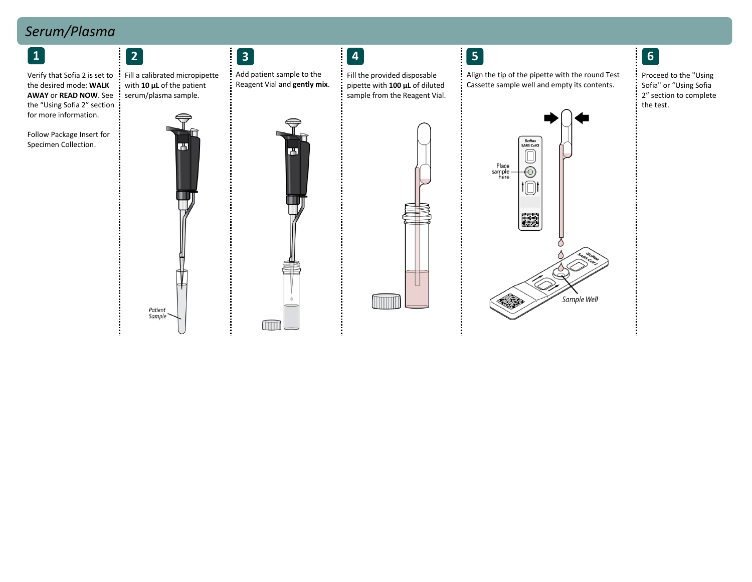## Serum/Plasma

**1**

Verify that Sofia 2 is set to the desired mode: **WALK AWAY** or **READ NOW**. See the "Using Sofia 2" section for more information.

Follow Package Insert for Specimen Collection.

**2**

Fill a calibrated micropipette with **10 µL** of the patient serum/plasma sample.

*Patient Sample*

**3**

Add patient sample to the Reagent Vial and **gently mix**.

**4**

Fill the provided disposable pipette with **100 µL** of diluted sample from the Reagent Vial.

**5**

Align the tip of the pipette with the round Test Cassette sample well and empty its contents.

Place sample here

*Sample Well*

**6**

Proceed to the "Using Sofia" or "Using Sofia 2" section to complete the test.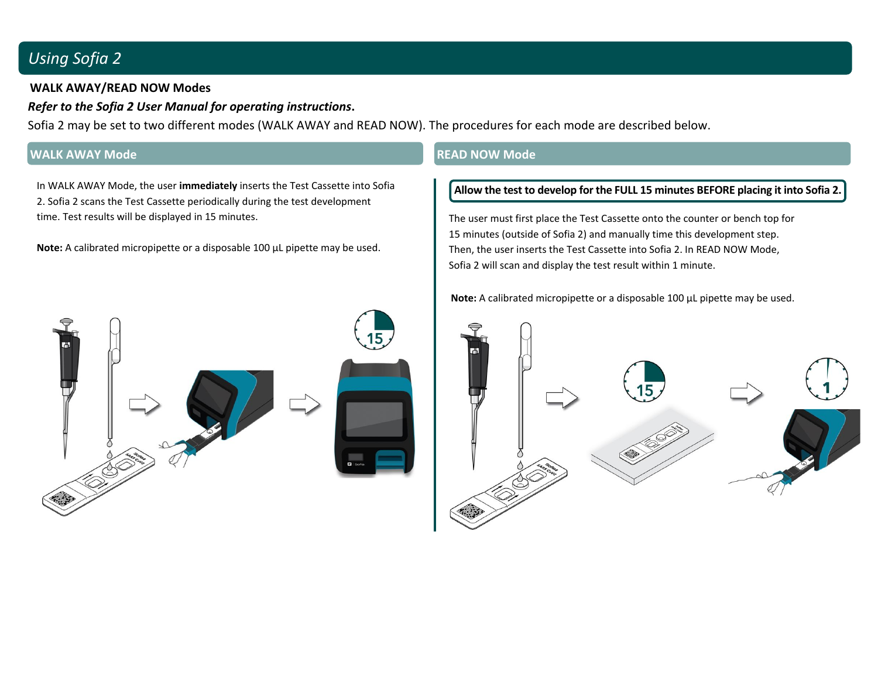# Using Sofia 2

**WALK AWAY/READ NOW Modes**

***Refer to the Sofia 2 User Manual for operating instructions*.**

Sofia 2 may be set to two different modes (WALK AWAY and READ NOW). The procedures for each mode are described below.

## WALK AWAY Mode

In WALK AWAY Mode, the user **immediately** inserts the Test Cassette into Sofia 2. Sofia 2 scans the Test Cassette periodically during the test development time. Test results will be displayed in 15 minutes.

**Note:** A calibrated micropipette or a disposable 100 µL pipette may be used.

## READ NOW Mode

**Allow the test to develop for the FULL 15 minutes BEFORE placing it into Sofia 2.**

The user must first place the Test Cassette onto the counter or bench top for 15 minutes (outside of Sofia 2) and manually time this development step. Then, the user inserts the Test Cassette into Sofia 2. In READ NOW Mode, Sofia 2 will scan and display the test result within 1 minute.

**Note:** A calibrated micropipette or a disposable 100 µL pipette may be used.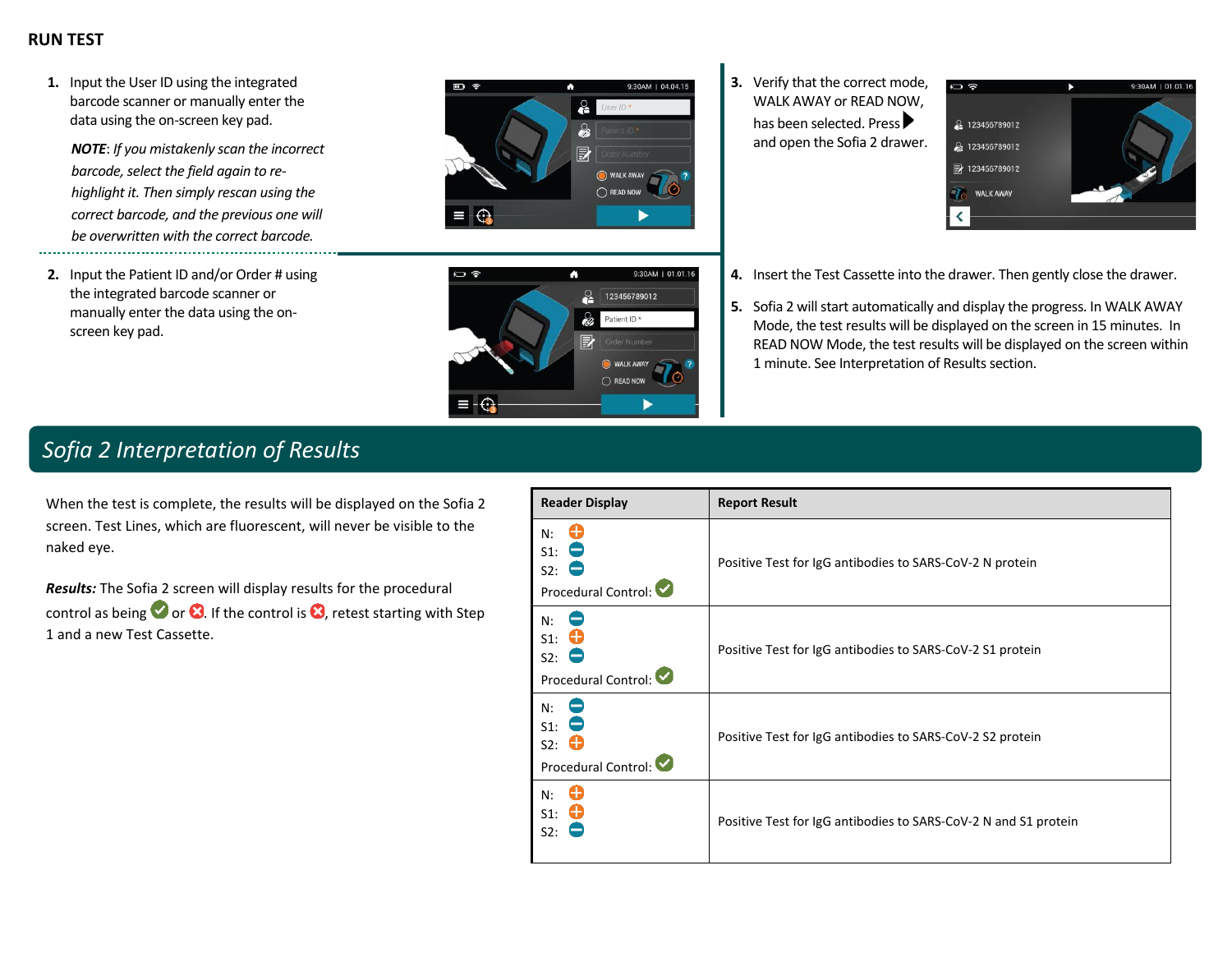## RUN TEST

1. Input the User ID using the integrated barcode scanner or manually enter the data using the on-screen key pad.

   ***NOTE**: If you mistakenly scan the incorrect barcode, select the field again to re-highlight it. Then simply rescan using the correct barcode, and the previous one will be overwritten with the correct barcode.*

2. Input the Patient ID and/or Order # using the integrated barcode scanner or manually enter the data using the on-screen key pad.

3. Verify that the correct mode, WALK AWAY or READ NOW, has been selected. Press ▶ and open the Sofia 2 drawer.

4. Insert the Test Cassette into the drawer. Then gently close the drawer.

5. Sofia 2 will start automatically and display the progress. In WALK AWAY Mode, the test results will be displayed on the screen in 15 minutes. In READ NOW Mode, the test results will be displayed on the screen within 1 minute. See Interpretation of Results section.

## Sofia 2 Interpretation of Results

When the test is complete, the results will be displayed on the Sofia 2 screen. Test Lines, which are fluorescent, will never be visible to the naked eye.

***Results:*** The Sofia 2 screen will display results for the procedural control as being ✓ or ✗. If the control is ✗, retest starting with Step 1 and a new Test Cassette.

| Reader Display | Report Result |
|---|---|
| N: + <br> S1: − <br> S2: − <br> Procedural Control: ✓ | Positive Test for IgG antibodies to SARS-CoV-2 N protein |
| N: − <br> S1: + <br> S2: − <br> Procedural Control: ✓ | Positive Test for IgG antibodies to SARS-CoV-2 S1 protein |
| N: − <br> S1: − <br> S2: + <br> Procedural Control: ✓ | Positive Test for IgG antibodies to SARS-CoV-2 S2 protein |
| N: + <br> S1: + <br> S2: − | Positive Test for IgG antibodies to SARS-CoV-2 N and S1 protein |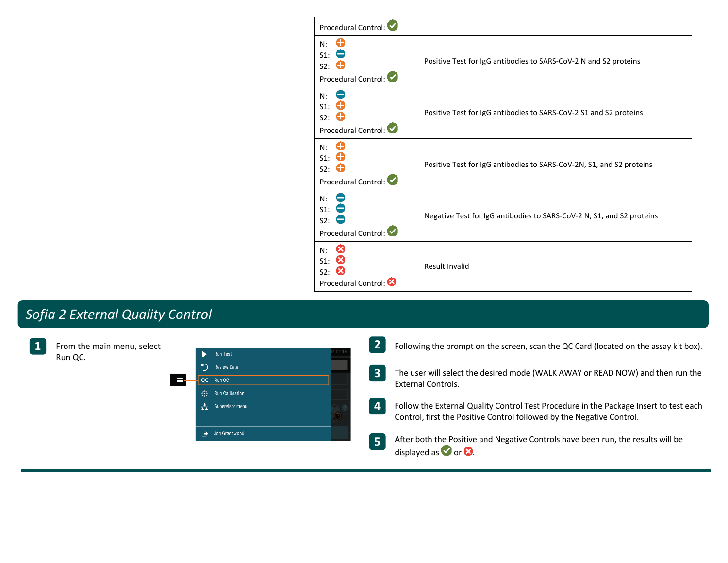| | |
|---|---|
| Procedural Control: ✅ | |
| N: ⊕<br>S1: ⊖<br>S2: ⊕<br>Procedural Control: ✅ | Positive Test for IgG antibodies to SARS-CoV-2 N and S2 proteins |
| N: ⊖<br>S1: ⊕<br>S2: ⊕<br>Procedural Control: ✅ | Positive Test for IgG antibodies to SARS-CoV-2 S1 and S2 proteins |
| N: ⊕<br>S1: ⊕<br>S2: ⊕<br>Procedural Control: ✅ | Positive Test for IgG antibodies to SARS-CoV-2N, S1, and S2 proteins |
| N: ⊖<br>S1: ⊖<br>S2: ⊖<br>Procedural Control: ✅ | Negative Test for IgG antibodies to SARS-CoV-2 N, S1, and S2 proteins |
| N: ❌<br>S1: ❌<br>S2: ❌<br>Procedural Control: ❌ | Result Invalid |

## *Sofia 2 External Quality Control*

**1** From the main menu, select Run QC.

Run Test
Review Data
QC Run QC
Run Calibration
Supervisor menu
Jon Greenwood

**2** Following the prompt on the screen, scan the QC Card (located on the assay kit box).

**3** The user will select the desired mode (WALK AWAY or READ NOW) and then run the External Controls.

**4** Follow the External Quality Control Test Procedure in the Package Insert to test each Control, first the Positive Control followed by the Negative Control.

**5** After both the Positive and Negative Controls have been run, the results will be displayed as ✅ or ❌.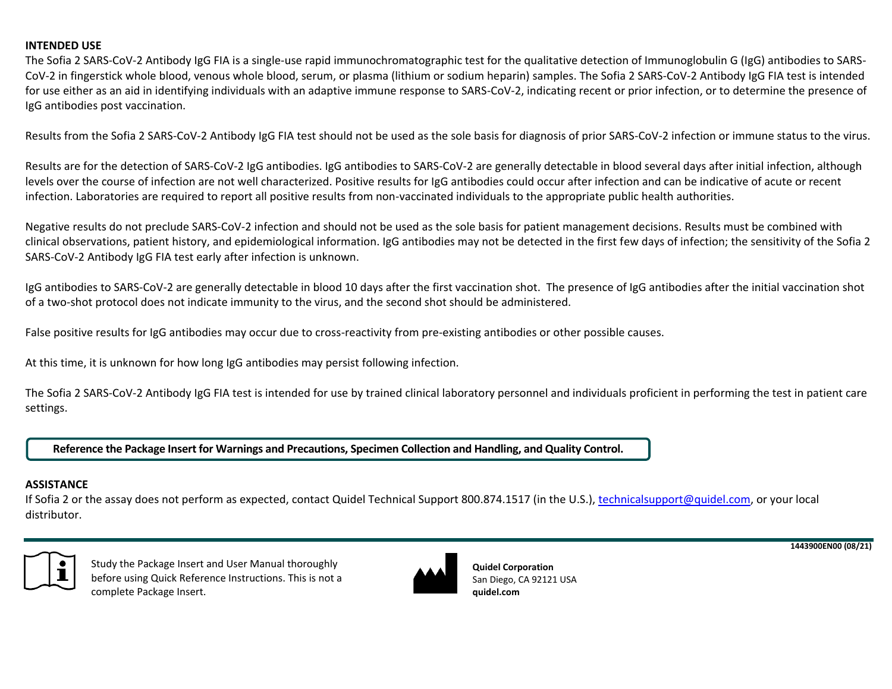## INTENDED USE

The Sofia 2 SARS-CoV-2 Antibody IgG FIA is a single-use rapid immunochromatographic test for the qualitative detection of Immunoglobulin G (IgG) antibodies to SARS-CoV-2 in fingerstick whole blood, venous whole blood, serum, or plasma (lithium or sodium heparin) samples. The Sofia 2 SARS-CoV-2 Antibody IgG FIA test is intended for use either as an aid in identifying individuals with an adaptive immune response to SARS-CoV-2, indicating recent or prior infection, or to determine the presence of IgG antibodies post vaccination.

Results from the Sofia 2 SARS-CoV-2 Antibody IgG FIA test should not be used as the sole basis for diagnosis of prior SARS-CoV-2 infection or immune status to the virus.

Results are for the detection of SARS-CoV-2 IgG antibodies. IgG antibodies to SARS-CoV-2 are generally detectable in blood several days after initial infection, although levels over the course of infection are not well characterized. Positive results for IgG antibodies could occur after infection and can be indicative of acute or recent infection. Laboratories are required to report all positive results from non-vaccinated individuals to the appropriate public health authorities.

Negative results do not preclude SARS-CoV-2 infection and should not be used as the sole basis for patient management decisions. Results must be combined with clinical observations, patient history, and epidemiological information. IgG antibodies may not be detected in the first few days of infection; the sensitivity of the Sofia 2 SARS-CoV-2 Antibody IgG FIA test early after infection is unknown.

IgG antibodies to SARS-CoV-2 are generally detectable in blood 10 days after the first vaccination shot. The presence of IgG antibodies after the initial vaccination shot of a two-shot protocol does not indicate immunity to the virus, and the second shot should be administered.

False positive results for IgG antibodies may occur due to cross-reactivity from pre-existing antibodies or other possible causes.

At this time, it is unknown for how long IgG antibodies may persist following infection.

The Sofia 2 SARS-CoV-2 Antibody IgG FIA test is intended for use by trained clinical laboratory personnel and individuals proficient in performing the test in patient care settings.

**Reference the Package Insert for Warnings and Precautions, Specimen Collection and Handling, and Quality Control.**

## ASSISTANCE

If Sofia 2 or the assay does not perform as expected, contact Quidel Technical Support 800.874.1517 (in the U.S.), technicalsupport@quidel.com, or your local distributor.

**1443900EN00 (08/21)**

Study the Package Insert and User Manual thoroughly before using Quick Reference Instructions. This is not a complete Package Insert.

**Quidel Corporation**
San Diego, CA 92121 USA
**quidel.com**